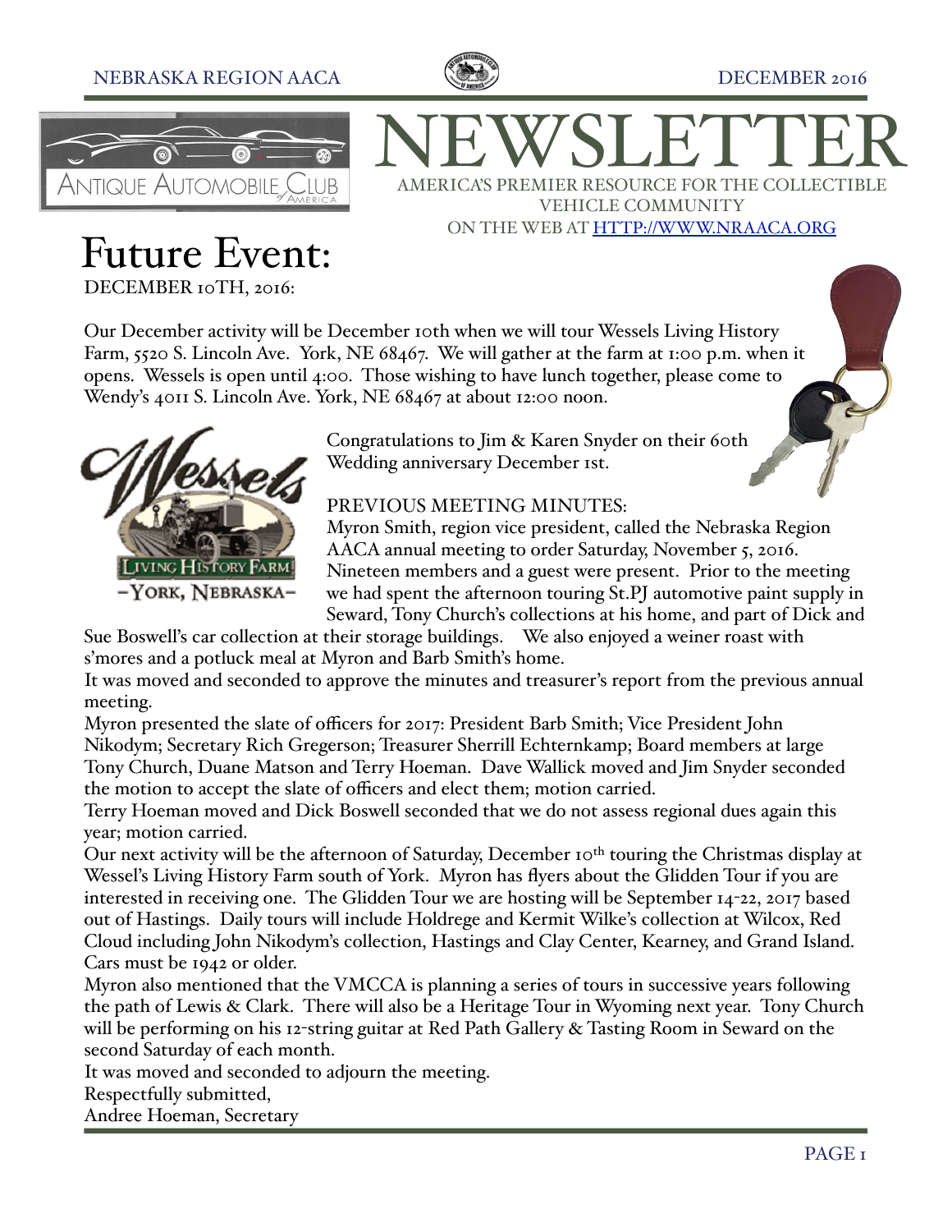# NEWSLETTER

AMERICA'S PREMIER RESOURCE FOR THE COLLECTIBLE VEHICLE COMMUNITY
ON THE WEB AT HTTP://WWW.NRAACA.ORG

# Future Event:

DECEMBER 10TH, 2016:

Our December activity will be December 10th when we will tour Wessels Living History Farm, 5520 S. Lincoln Ave. York, NE 68467. We will gather at the farm at 1:00 p.m. when it opens. Wessels is open until 4:00. Those wishing to have lunch together, please come to Wendy's 4011 S. Lincoln Ave. York, NE 68467 at about 12:00 noon.

Congratulations to Jim & Karen Snyder on their 60th Wedding anniversary December 1st.

PREVIOUS MEETING MINUTES:

Myron Smith, region vice president, called the Nebraska Region AACA annual meeting to order Saturday, November 5, 2016. Nineteen members and a guest were present. Prior to the meeting we had spent the afternoon touring St.PJ automotive paint supply in Seward, Tony Church's collections at his home, and part of Dick and Sue Boswell's car collection at their storage buildings. We also enjoyed a weiner roast with s'mores and a potluck meal at Myron and Barb Smith's home.

It was moved and seconded to approve the minutes and treasurer's report from the previous annual meeting.

Myron presented the slate of officers for 2017: President Barb Smith; Vice President John Nikodym; Secretary Rich Gregerson; Treasurer Sherrill Echternkamp; Board members at large Tony Church, Duane Matson and Terry Hoeman. Dave Wallick moved and Jim Snyder seconded the motion to accept the slate of officers and elect them; motion carried.

Terry Hoeman moved and Dick Boswell seconded that we do not assess regional dues again this year; motion carried.

Our next activity will be the afternoon of Saturday, December 10th touring the Christmas display at Wessel's Living History Farm south of York. Myron has flyers about the Glidden Tour if you are interested in receiving one. The Glidden Tour we are hosting will be September 14-22, 2017 based out of Hastings. Daily tours will include Holdrege and Kermit Wilke's collection at Wilcox, Red Cloud including John Nikodym's collection, Hastings and Clay Center, Kearney, and Grand Island. Cars must be 1942 or older.

Myron also mentioned that the VMCCA is planning a series of tours in successive years following the path of Lewis & Clark. There will also be a Heritage Tour in Wyoming next year. Tony Church will be performing on his 12-string guitar at Red Path Gallery & Tasting Room in Seward on the second Saturday of each month.

It was moved and seconded to adjourn the meeting.

Respectfully submitted,

Andree Hoeman, Secretary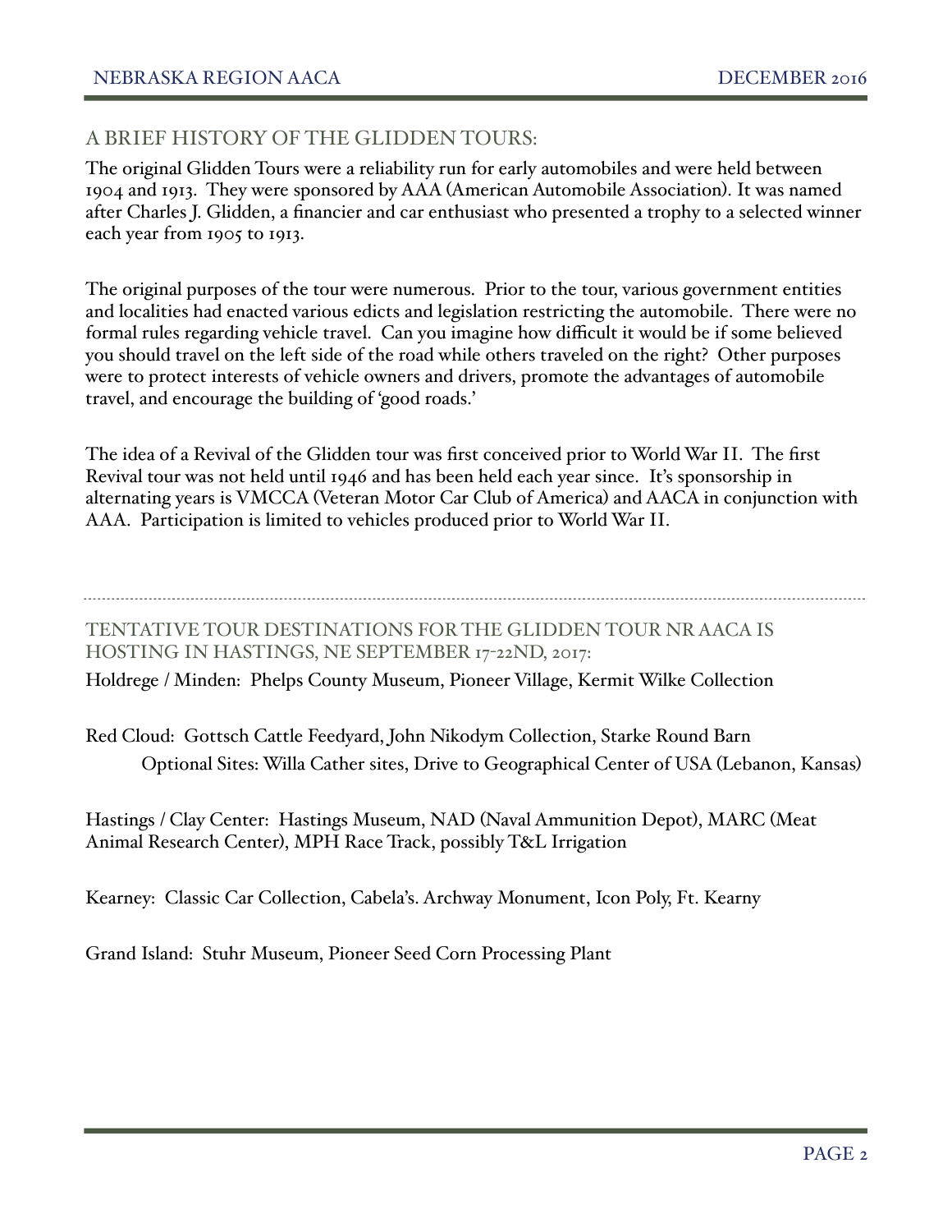## A BRIEF HISTORY OF THE GLIDDEN TOURS:

The original Glidden Tours were a reliability run for early automobiles and were held between 1904 and 1913. They were sponsored by AAA (American Automobile Association). It was named after Charles J. Glidden, a financier and car enthusiast who presented a trophy to a selected winner each year from 1905 to 1913.

The original purposes of the tour were numerous. Prior to the tour, various government entities and localities had enacted various edicts and legislation restricting the automobile. There were no formal rules regarding vehicle travel. Can you imagine how difficult it would be if some believed you should travel on the left side of the road while others traveled on the right? Other purposes were to protect interests of vehicle owners and drivers, promote the advantages of automobile travel, and encourage the building of 'good roads.'

The idea of a Revival of the Glidden tour was first conceived prior to World War II. The first Revival tour was not held until 1946 and has been held each year since. It's sponsorship in alternating years is VMCCA (Veteran Motor Car Club of America) and AACA in conjunction with AAA. Participation is limited to vehicles produced prior to World War II.

---

## TENTATIVE TOUR DESTINATIONS FOR THE GLIDDEN TOUR NR AACA IS HOSTING IN HASTINGS, NE SEPTEMBER 17-22ND, 2017:

Holdrege / Minden: Phelps County Museum, Pioneer Village, Kermit Wilke Collection

Red Cloud: Gottsch Cattle Feedyard, John Nikodym Collection, Starke Round Barn
Optional Sites: Willa Cather sites, Drive to Geographical Center of USA (Lebanon, Kansas)

Hastings / Clay Center: Hastings Museum, NAD (Naval Ammunition Depot), MARC (Meat Animal Research Center), MPH Race Track, possibly T&L Irrigation

Kearney: Classic Car Collection, Cabela's. Archway Monument, Icon Poly, Ft. Kearny

Grand Island: Stuhr Museum, Pioneer Seed Corn Processing Plant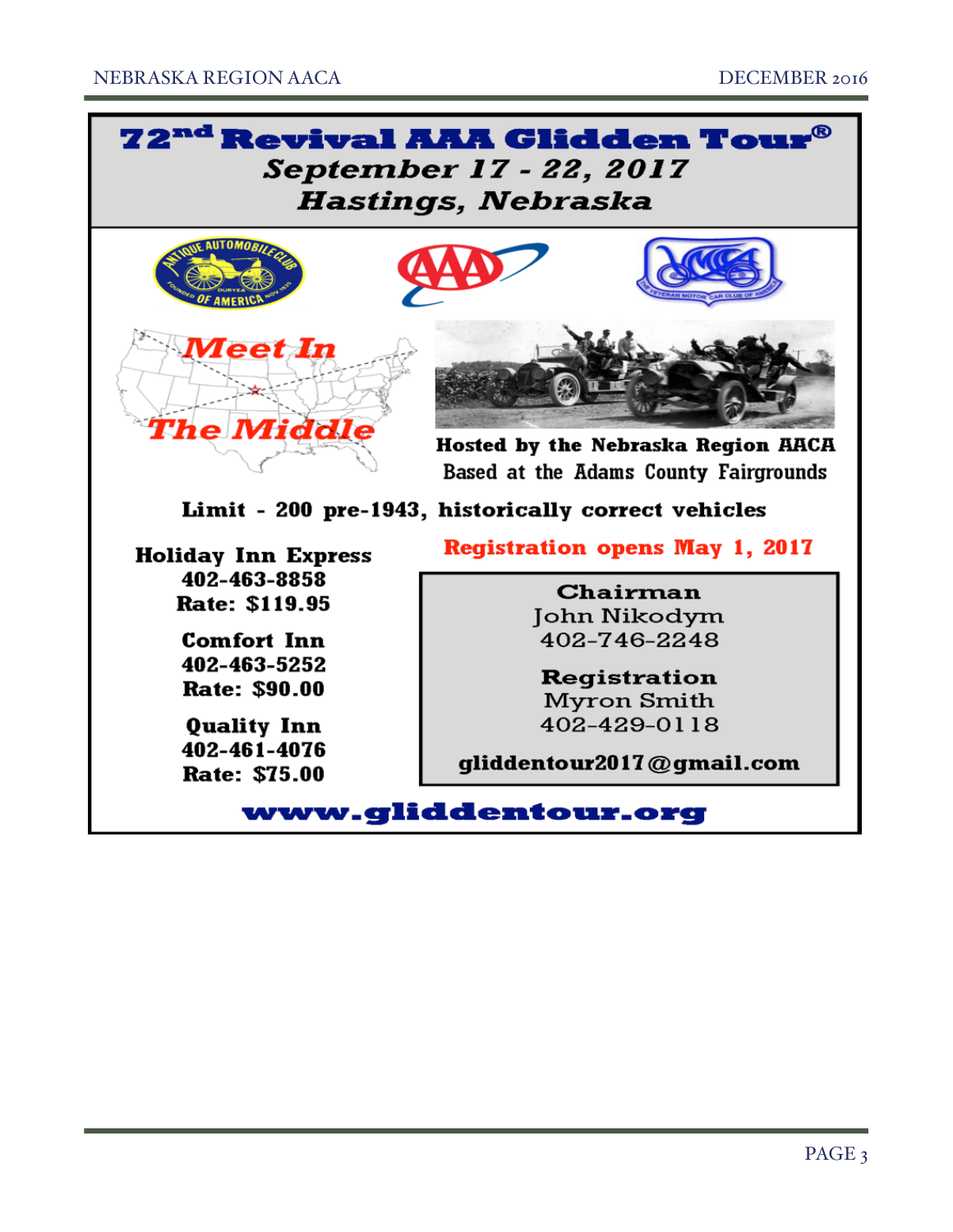# 72nd Revival AAA Glidden Tour®

## *September 17 - 22, 2017*

## *Hastings, Nebraska*

**Meet In The Middle**

**Hosted by the Nebraska Region AACA**

**Based at the Adams County Fairgrounds**

**Limit - 200 pre-1943, historically correct vehicles**

**Registration opens May 1, 2017**

**Holiday Inn Express**
**402-463-8858**
**Rate: $119.95**

**Comfort Inn**
**402-463-5252**
**Rate: $90.00**

**Quality Inn**
**402-461-4076**
**Rate: $75.00**

**Chairman**
John Nikodym
402-746-2248

**Registration**
Myron Smith
402-429-0118

**gliddentour2017@gmail.com**

**www.gliddentour.org**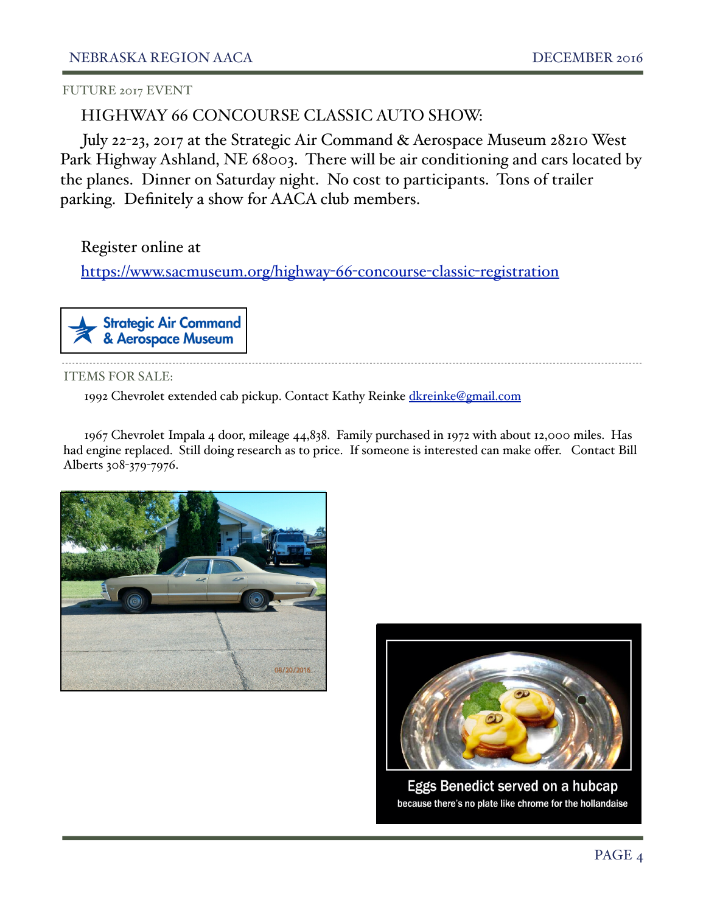FUTURE 2017 EVENT

## HIGHWAY 66 CONCOURSE CLASSIC AUTO SHOW:

July 22-23, 2017 at the Strategic Air Command & Aerospace Museum 28210 West Park Highway Ashland, NE 68003. There will be air conditioning and cars located by the planes. Dinner on Saturday night. No cost to participants. Tons of trailer parking. Definitely a show for AACA club members.

Register online at

https://www.sacmuseum.org/highway-66-concourse-classic-registration

Strategic Air Command & Aerospace Museum

ITEMS FOR SALE:

1992 Chevrolet extended cab pickup. Contact Kathy Reinke dkreinke@gmail.com

1967 Chevrolet Impala 4 door, mileage 44,838. Family purchased in 1972 with about 12,000 miles. Has had engine replaced. Still doing research as to price. If someone is interested can make offer. Contact Bill Alberts 308-379-7976.

Eggs Benedict served on a hubcap

because there's no plate like chrome for the hollandaise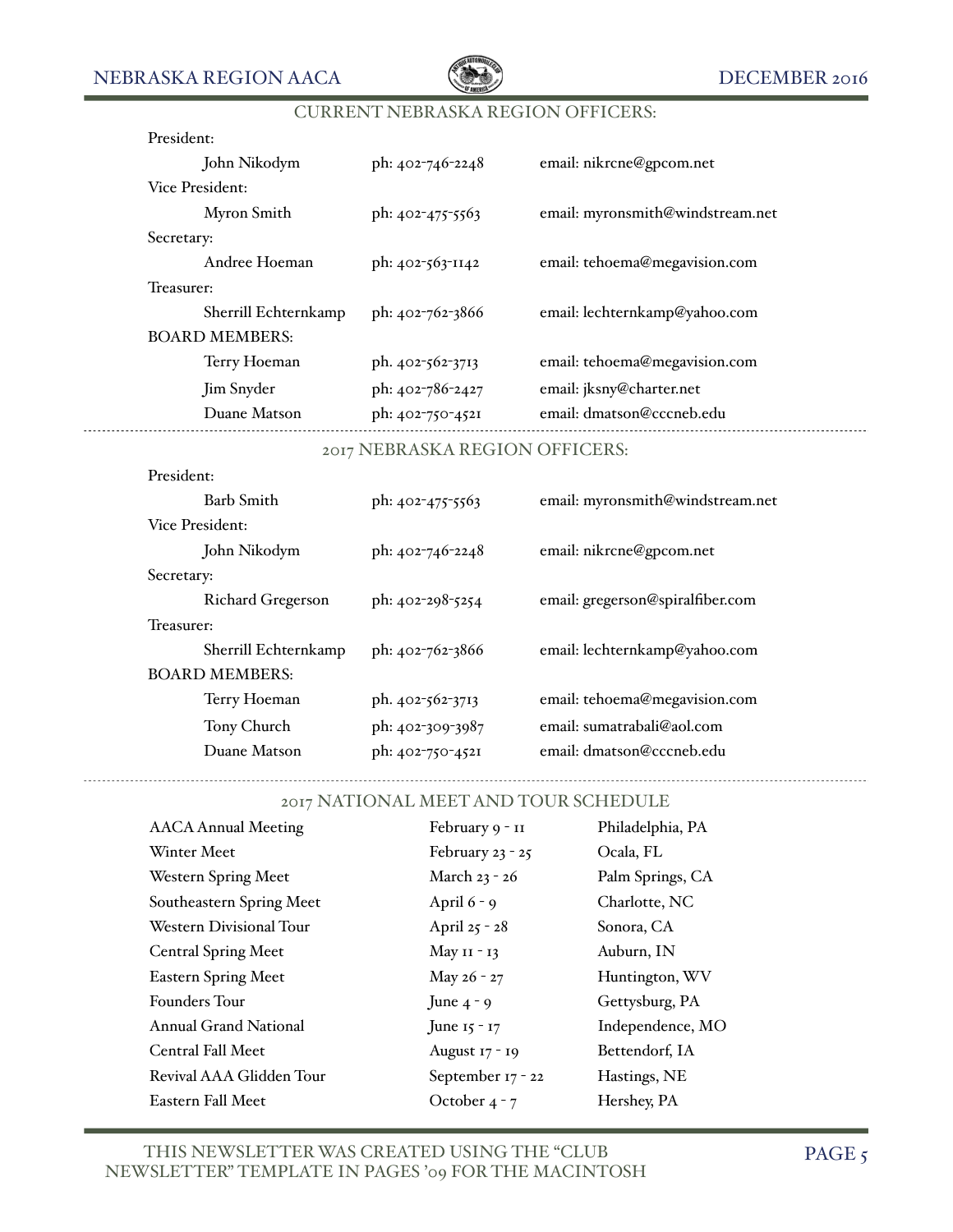## CURRENT NEBRASKA REGION OFFICERS:

President:

| | | |
|---|---|---|
| John Nikodym | ph: 402-746-2248 | email: nikrcne@gpcom.net |

Vice President:

| | | |
|---|---|---|
| Myron Smith | ph: 402-475-5563 | email: myronsmith@windstream.net |

Secretary:

| | | |
|---|---|---|
| Andree Hoeman | ph: 402-563-1142 | email: tehoema@megavision.com |

Treasurer:

| | | |
|---|---|---|
| Sherrill Echternkamp | ph: 402-762-3866 | email: lechternkamp@yahoo.com |

BOARD MEMBERS:

| | | |
|---|---|---|
| Terry Hoeman | ph. 402-562-3713 | email: tehoema@megavision.com |
| Jim Snyder | ph: 402-786-2427 | email: jksny@charter.net |
| Duane Matson | ph: 402-750-4521 | email: dmatson@cccneb.edu |

## 2017 NEBRASKA REGION OFFICERS:

President:

| | | |
|---|---|---|
| Barb Smith | ph: 402-475-5563 | email: myronsmith@windstream.net |

Vice President:

| | | |
|---|---|---|
| John Nikodym | ph: 402-746-2248 | email: nikrcne@gpcom.net |

Secretary:

| | | |
|---|---|---|
| Richard Gregerson | ph: 402-298-5254 | email: gregerson@spiralfiber.com |

Treasurer:

| | | |
|---|---|---|
| Sherrill Echternkamp | ph: 402-762-3866 | email: lechternkamp@yahoo.com |

BOARD MEMBERS:

| | | |
|---|---|---|
| Terry Hoeman | ph. 402-562-3713 | email: tehoema@megavision.com |
| Tony Church | ph: 402-309-3987 | email: sumatrabali@aol.com |
| Duane Matson | ph: 402-750-4521 | email: dmatson@cccneb.edu |

## 2017 NATIONAL MEET AND TOUR SCHEDULE

| | | |
|---|---|---|
| AACA Annual Meeting | February 9 - 11 | Philadelphia, PA |
| Winter Meet | February 23 - 25 | Ocala, FL |
| Western Spring Meet | March 23 - 26 | Palm Springs, CA |
| Southeastern Spring Meet | April 6 - 9 | Charlotte, NC |
| Western Divisional Tour | April 25 - 28 | Sonora, CA |
| Central Spring Meet | May 11 - 13 | Auburn, IN |
| Eastern Spring Meet | May 26 - 27 | Huntington, WV |
| Founders Tour | June 4 - 9 | Gettysburg, PA |
| Annual Grand National | June 15 - 17 | Independence, MO |
| Central Fall Meet | August 17 - 19 | Bettendorf, IA |
| Revival AAA Glidden Tour | September 17 - 22 | Hastings, NE |
| Eastern Fall Meet | October 4 - 7 | Hershey, PA |

THIS NEWSLETTER WAS CREATED USING THE "CLUB NEWSLETTER" TEMPLATE IN PAGES '09 FOR THE MACINTOSH